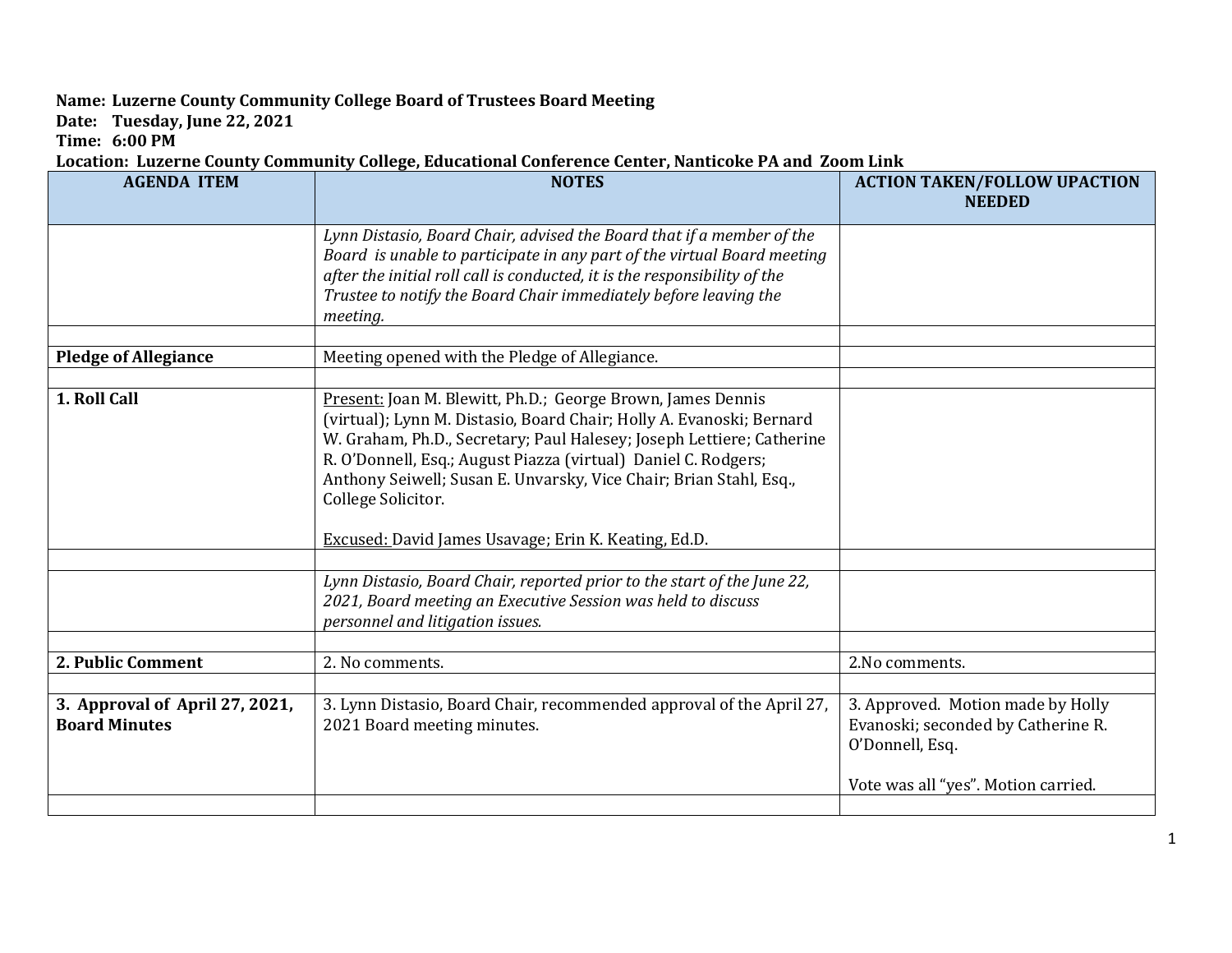**Name: Luzerne County Community College Board of Trustees Board Meeting**
**Date: Tuesday, June 22, 2021**
**Time: 6:00 PM**
**Location: Luzerne County Community College, Educational Conference Center, Nanticoke PA and Zoom Link**

| AGENDA ITEM | NOTES | ACTION TAKEN/FOLLOW UPACTION NEEDED |
|---|---|---|
| | *Lynn Distasio, Board Chair, advised the Board that if a member of the Board is unable to participate in any part of the virtual Board meeting after the initial roll call is conducted, it is the responsibility of the Trustee to notify the Board Chair immediately before leaving the meeting.* | |
| | | |
| **Pledge of Allegiance** | Meeting opened with the Pledge of Allegiance. | |
| | | |
| **1. Roll Call** | Present: Joan M. Blewitt, Ph.D.; George Brown, James Dennis (virtual); Lynn M. Distasio, Board Chair; Holly A. Evanoski; Bernard W. Graham, Ph.D., Secretary; Paul Halesey; Joseph Lettiere; Catherine R. O'Donnell, Esq.; August Piazza (virtual) Daniel C. Rodgers; Anthony Seiwell; Susan E. Unvarsky, Vice Chair; Brian Stahl, Esq., College Solicitor.<br><br>Excused: David James Usavage; Erin K. Keating, Ed.D. | |
| | | |
| | *Lynn Distasio, Board Chair, reported prior to the start of the June 22, 2021, Board meeting an Executive Session was held to discuss personnel and litigation issues.* | |
| | | |
| **2. Public Comment** | 2. No comments. | 2.No comments. |
| | | |
| **3. Approval of April 27, 2021, Board Minutes** | 3. Lynn Distasio, Board Chair, recommended approval of the April 27, 2021 Board meeting minutes. | 3. Approved. Motion made by Holly Evanoski; seconded by Catherine R. O'Donnell, Esq.<br><br>Vote was all "yes". Motion carried. |
| | | |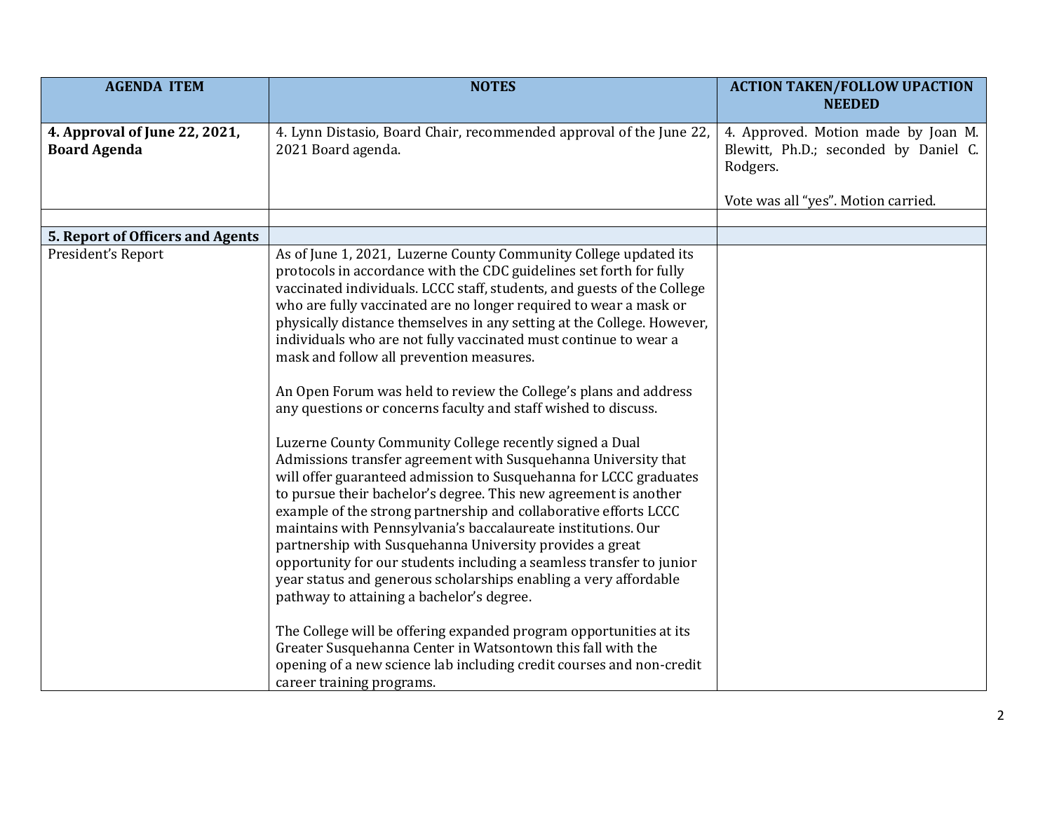| AGENDA ITEM | NOTES | ACTION TAKEN/FOLLOW UPACTION NEEDED |
|---|---|---|
| **4. Approval of June 22, 2021, Board Agenda** | 4. Lynn Distasio, Board Chair, recommended approval of the June 22, 2021 Board agenda. | 4. Approved. Motion made by Joan M. Blewitt, Ph.D.; seconded by Daniel C. Rodgers.<br><br>Vote was all "yes". Motion carried. |
| | | |
| **5. Report of Officers and Agents** | | |
| President's Report | As of June 1, 2021, Luzerne County Community College updated its protocols in accordance with the CDC guidelines set forth for fully vaccinated individuals. LCCC staff, students, and guests of the College who are fully vaccinated are no longer required to wear a mask or physically distance themselves in any setting at the College. However, individuals who are not fully vaccinated must continue to wear a mask and follow all prevention measures.<br><br>An Open Forum was held to review the College's plans and address any questions or concerns faculty and staff wished to discuss.<br><br>Luzerne County Community College recently signed a Dual Admissions transfer agreement with Susquehanna University that will offer guaranteed admission to Susquehanna for LCCC graduates to pursue their bachelor's degree. This new agreement is another example of the strong partnership and collaborative efforts LCCC maintains with Pennsylvania's baccalaureate institutions. Our partnership with Susquehanna University provides a great opportunity for our students including a seamless transfer to junior year status and generous scholarships enabling a very affordable pathway to attaining a bachelor's degree.<br><br>The College will be offering expanded program opportunities at its Greater Susquehanna Center in Watsontown this fall with the opening of a new science lab including credit courses and non-credit career training programs. | |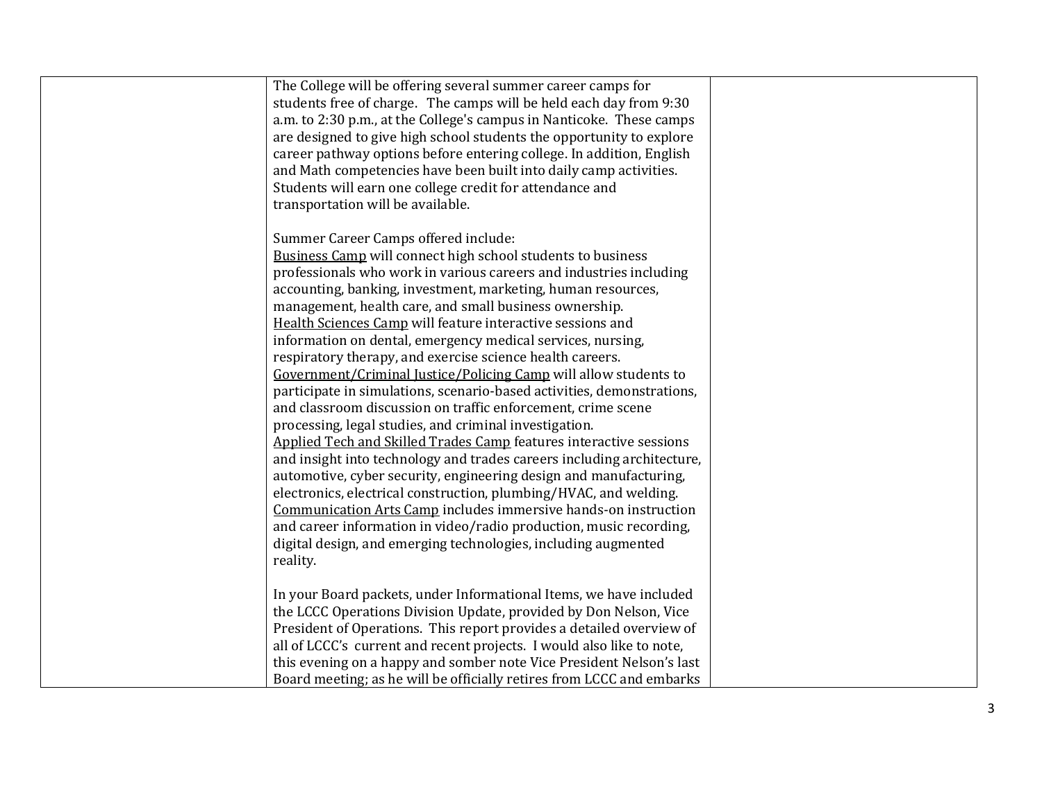| | | |
|---|---|---|
| | The College will be offering several summer career camps for students free of charge. The camps will be held each day from 9:30 a.m. to 2:30 p.m., at the College's campus in Nanticoke. These camps are designed to give high school students the opportunity to explore career pathway options before entering college. In addition, English and Math competencies have been built into daily camp activities. Students will earn one college credit for attendance and transportation will be available.<br><br>Summer Career Camps offered include:<br><u>Business Camp</u> will connect high school students to business professionals who work in various careers and industries including accounting, banking, investment, marketing, human resources, management, health care, and small business ownership.<br><u>Health Sciences Camp</u> will feature interactive sessions and information on dental, emergency medical services, nursing, respiratory therapy, and exercise science health careers.<br><u>Government/Criminal Justice/Policing Camp</u> will allow students to participate in simulations, scenario-based activities, demonstrations, and classroom discussion on traffic enforcement, crime scene processing, legal studies, and criminal investigation.<br><u>Applied Tech and Skilled Trades Camp</u> features interactive sessions and insight into technology and trades careers including architecture, automotive, cyber security, engineering design and manufacturing, electronics, electrical construction, plumbing/HVAC, and welding.<br><u>Communication Arts Camp</u> includes immersive hands-on instruction and career information in video/radio production, music recording, digital design, and emerging technologies, including augmented reality.<br><br>In your Board packets, under Informational Items, we have included the LCCC Operations Division Update, provided by Don Nelson, Vice President of Operations. This report provides a detailed overview of all of LCCC's current and recent projects. I would also like to note, this evening on a happy and somber note Vice President Nelson's last Board meeting; as he will be officially retires from LCCC and embarks | |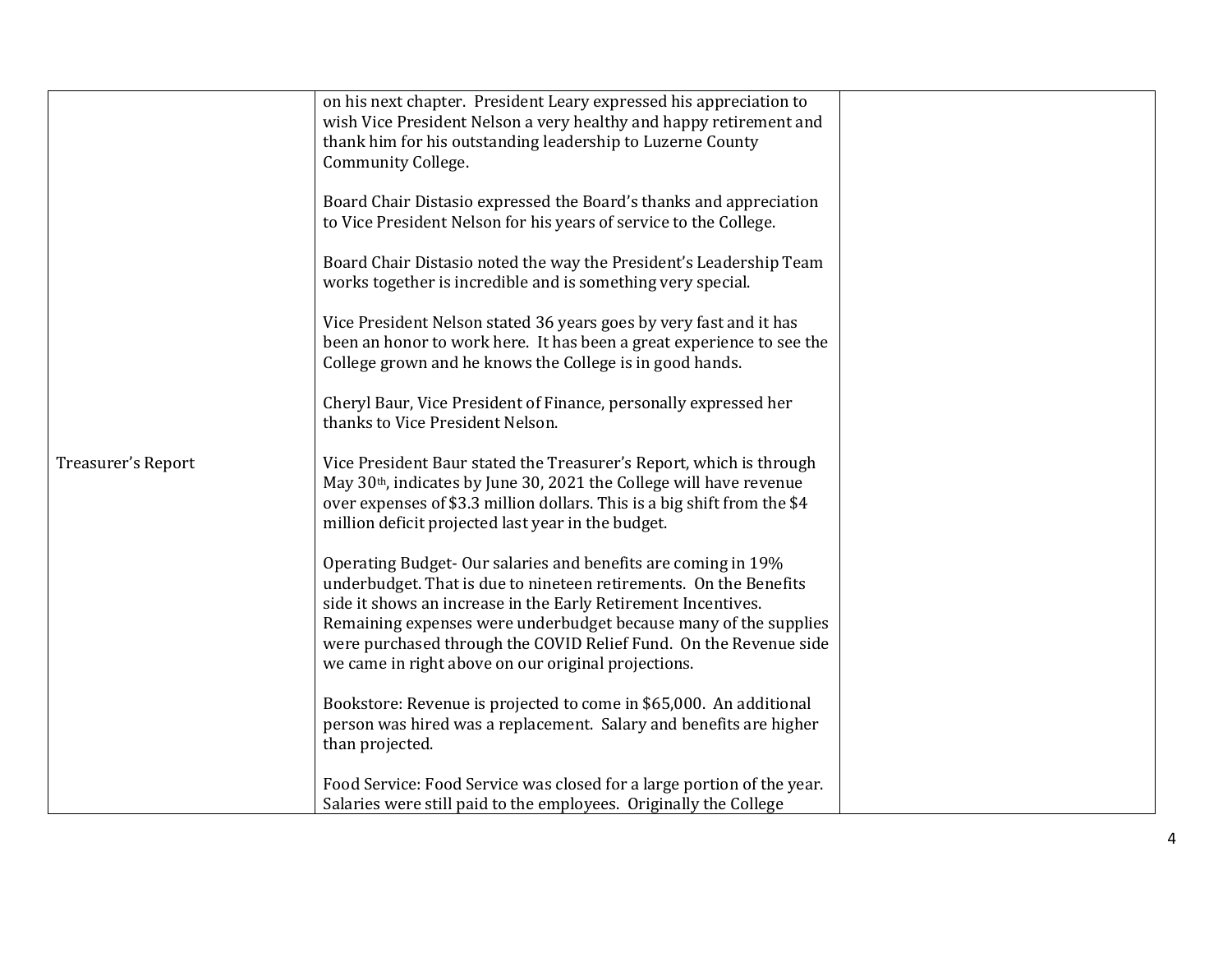| | | |
|---|---|---|
| | on his next chapter. President Leary expressed his appreciation to wish Vice President Nelson a very healthy and happy retirement and thank him for his outstanding leadership to Luzerne County Community College.<br><br>Board Chair Distasio expressed the Board's thanks and appreciation to Vice President Nelson for his years of service to the College.<br><br>Board Chair Distasio noted the way the President's Leadership Team works together is incredible and is something very special.<br><br>Vice President Nelson stated 36 years goes by very fast and it has been an honor to work here. It has been a great experience to see the College grown and he knows the College is in good hands.<br><br>Cheryl Baur, Vice President of Finance, personally expressed her thanks to Vice President Nelson. | |
| Treasurer's Report | Vice President Baur stated the Treasurer's Report, which is through May 30th, indicates by June 30, 2021 the College will have revenue over expenses of $3.3 million dollars. This is a big shift from the $4 million deficit projected last year in the budget.<br><br>Operating Budget- Our salaries and benefits are coming in 19% underbudget. That is due to nineteen retirements. On the Benefits side it shows an increase in the Early Retirement Incentives. Remaining expenses were underbudget because many of the supplies were purchased through the COVID Relief Fund. On the Revenue side we came in right above on our original projections.<br><br>Bookstore: Revenue is projected to come in $65,000. An additional person was hired was a replacement. Salary and benefits are higher than projected.<br><br>Food Service: Food Service was closed for a large portion of the year. Salaries were still paid to the employees. Originally the College | |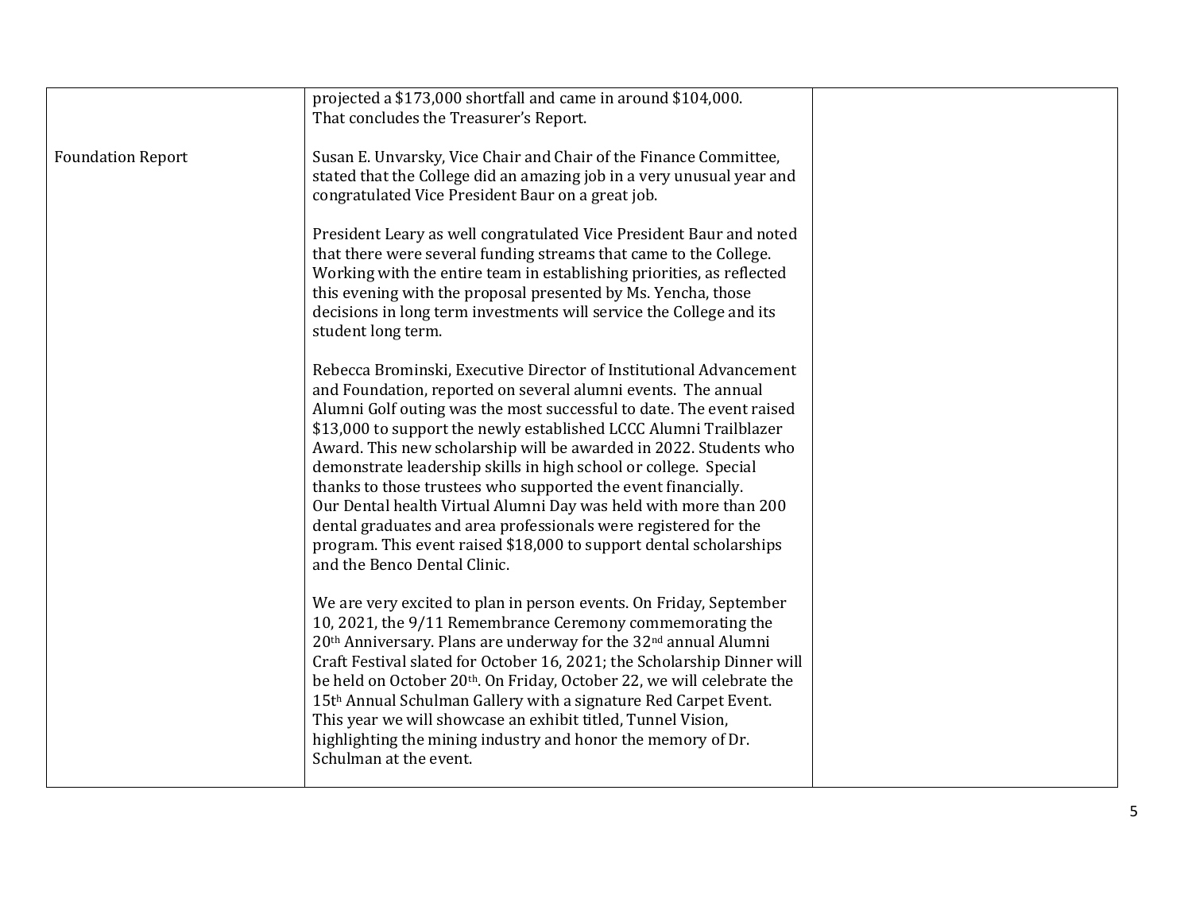| | | |
|---|---|---|
| | projected a $173,000 shortfall and came in around $104,000. That concludes the Treasurer's Report. | |
| Foundation Report | Susan E. Unvarsky, Vice Chair and Chair of the Finance Committee, stated that the College did an amazing job in a very unusual year and congratulated Vice President Baur on a great job.<br><br>President Leary as well congratulated Vice President Baur and noted that there were several funding streams that came to the College. Working with the entire team in establishing priorities, as reflected this evening with the proposal presented by Ms. Yencha, those decisions in long term investments will service the College and its student long term.<br><br>Rebecca Brominski, Executive Director of Institutional Advancement and Foundation, reported on several alumni events. The annual Alumni Golf outing was the most successful to date. The event raised $13,000 to support the newly established LCCC Alumni Trailblazer Award. This new scholarship will be awarded in 2022. Students who demonstrate leadership skills in high school or college. Special thanks to those trustees who supported the event financially. Our Dental health Virtual Alumni Day was held with more than 200 dental graduates and area professionals were registered for the program. This event raised $18,000 to support dental scholarships and the Benco Dental Clinic.<br><br>We are very excited to plan in person events. On Friday, September 10, 2021, the 9/11 Remembrance Ceremony commemorating the 20th Anniversary. Plans are underway for the 32nd annual Alumni Craft Festival slated for October 16, 2021; the Scholarship Dinner will be held on October 20th. On Friday, October 22, we will celebrate the 15th Annual Schulman Gallery with a signature Red Carpet Event. This year we will showcase an exhibit titled, Tunnel Vision, highlighting the mining industry and honor the memory of Dr. Schulman at the event. | |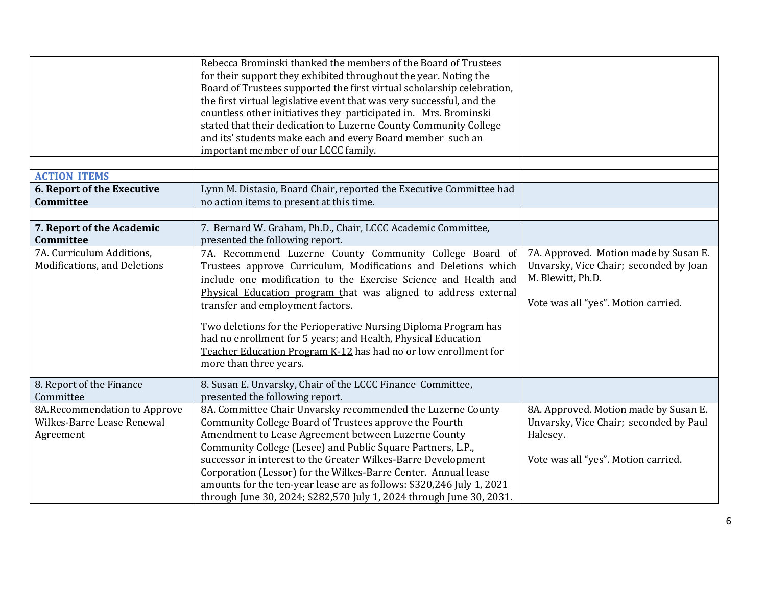| | | |
|---|---|---|
| | Rebecca Brominski thanked the members of the Board of Trustees for their support they exhibited throughout the year. Noting the Board of Trustees supported the first virtual scholarship celebration, the first virtual legislative event that was very successful, and the countless other initiatives they participated in. Mrs. Brominski stated that their dedication to Luzerne County Community College and its' students make each and every Board member such an important member of our LCCC family. | |
| | | |
| **ACTION ITEMS** | | |
| **6. Report of the Executive Committee** | Lynn M. Distasio, Board Chair, reported the Executive Committee had no action items to present at this time. | |
| | | |
| **7. Report of the Academic Committee** | 7. Bernard W. Graham, Ph.D., Chair, LCCC Academic Committee, presented the following report. | |
| 7A. Curriculum Additions, Modifications, and Deletions | 7A. Recommend Luzerne County Community College Board of Trustees approve Curriculum, Modifications and Deletions which include one modification to the Exercise Science and Health and Physical Education program that was aligned to address external transfer and employment factors.<br><br>Two deletions for the Perioperative Nursing Diploma Program has had no enrollment for 5 years; and Health, Physical Education Teacher Education Program K-12 has had no or low enrollment for more than three years. | 7A. Approved. Motion made by Susan E. Unvarsky, Vice Chair; seconded by Joan M. Blewitt, Ph.D.<br><br>Vote was all "yes". Motion carried. |
| 8. Report of the Finance Committee | 8. Susan E. Unvarsky, Chair of the LCCC Finance Committee, presented the following report. | |
| 8A.Recommendation to Approve Wilkes-Barre Lease Renewal Agreement | 8A. Committee Chair Unvarsky recommended the Luzerne County Community College Board of Trustees approve the Fourth Amendment to Lease Agreement between Luzerne County Community College (Lesee) and Public Square Partners, L.P., successor in interest to the Greater Wilkes-Barre Development Corporation (Lessor) for the Wilkes-Barre Center. Annual lease amounts for the ten-year lease are as follows: $320,246 July 1, 2021 through June 30, 2024; $282,570 July 1, 2024 through June 30, 2031. | 8A. Approved. Motion made by Susan E. Unvarsky, Vice Chair; seconded by Paul Halesey.<br><br>Vote was all "yes". Motion carried. |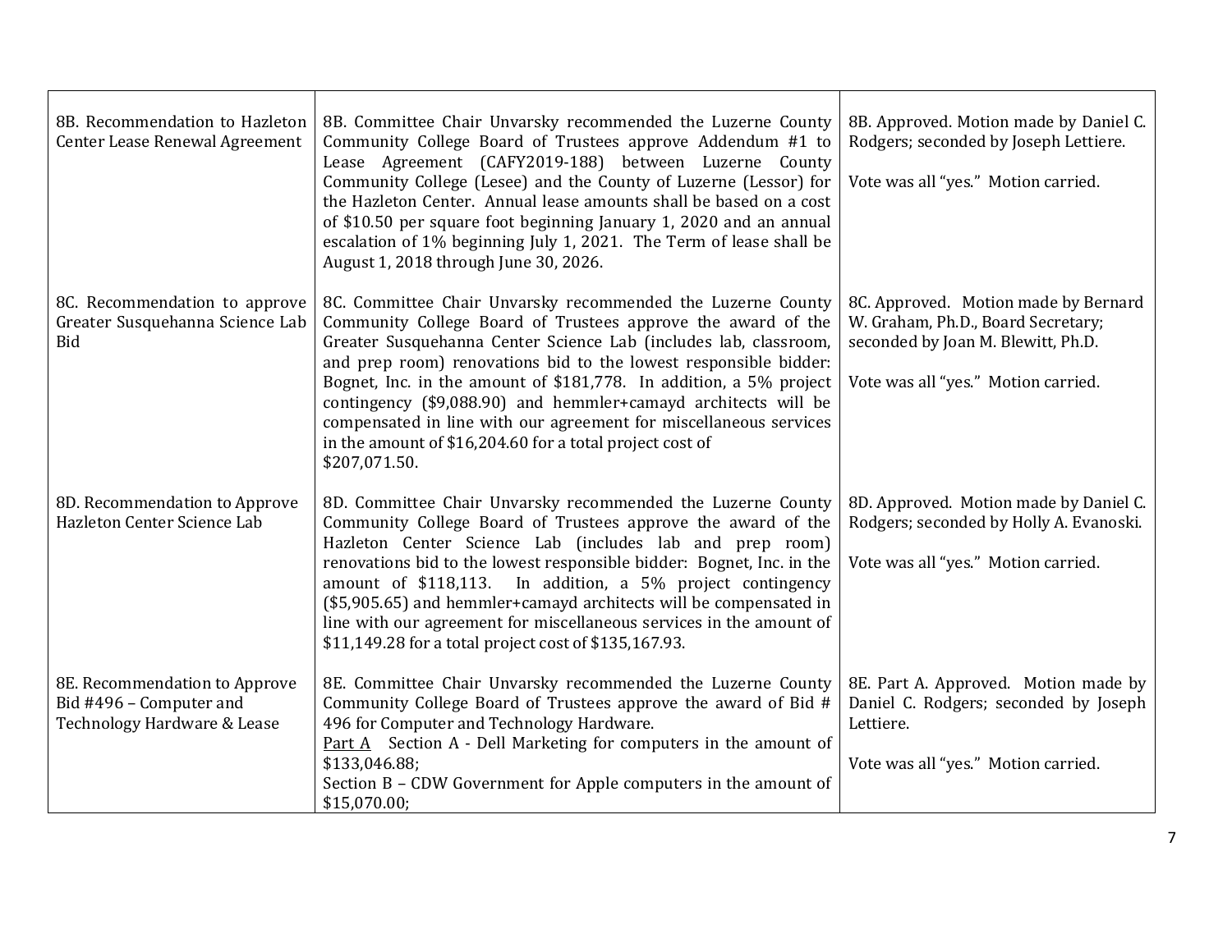| | | |
|---|---|---|
| 8B. Recommendation to Hazleton Center Lease Renewal Agreement | 8B. Committee Chair Unvarsky recommended the Luzerne County Community College Board of Trustees approve Addendum #1 to Lease Agreement (CAFY2019-188) between Luzerne County Community College (Lesee) and the County of Luzerne (Lessor) for the Hazleton Center. Annual lease amounts shall be based on a cost of $10.50 per square foot beginning January 1, 2020 and an annual escalation of 1% beginning July 1, 2021. The Term of lease shall be August 1, 2018 through June 30, 2026. | 8B. Approved. Motion made by Daniel C. Rodgers; seconded by Joseph Lettiere.<br><br>Vote was all "yes." Motion carried. |
| 8C. Recommendation to approve Greater Susquehanna Science Lab Bid | 8C. Committee Chair Unvarsky recommended the Luzerne County Community College Board of Trustees approve the award of the Greater Susquehanna Center Science Lab (includes lab, classroom, and prep room) renovations bid to the lowest responsible bidder: Bognet, Inc. in the amount of $181,778. In addition, a 5% project contingency ($9,088.90) and hemmler+camayd architects will be compensated in line with our agreement for miscellaneous services in the amount of $16,204.60 for a total project cost of $207,071.50. | 8C. Approved. Motion made by Bernard W. Graham, Ph.D., Board Secretary; seconded by Joan M. Blewitt, Ph.D.<br><br>Vote was all "yes." Motion carried. |
| 8D. Recommendation to Approve Hazleton Center Science Lab | 8D. Committee Chair Unvarsky recommended the Luzerne County Community College Board of Trustees approve the award of the Hazleton Center Science Lab (includes lab and prep room) renovations bid to the lowest responsible bidder: Bognet, Inc. in the amount of $118,113. In addition, a 5% project contingency ($5,905.65) and hemmler+camayd architects will be compensated in line with our agreement for miscellaneous services in the amount of $11,149.28 for a total project cost of $135,167.93. | 8D. Approved. Motion made by Daniel C. Rodgers; seconded by Holly A. Evanoski.<br><br>Vote was all "yes." Motion carried. |
| 8E. Recommendation to Approve Bid #496 – Computer and Technology Hardware & Lease | 8E. Committee Chair Unvarsky recommended the Luzerne County Community College Board of Trustees approve the award of Bid # 496 for Computer and Technology Hardware.<br><u>Part A</u> Section A - Dell Marketing for computers in the amount of $133,046.88;<br>Section B – CDW Government for Apple computers in the amount of $15,070.00; | 8E. Part A. Approved. Motion made by Daniel C. Rodgers; seconded by Joseph Lettiere.<br><br>Vote was all "yes." Motion carried. |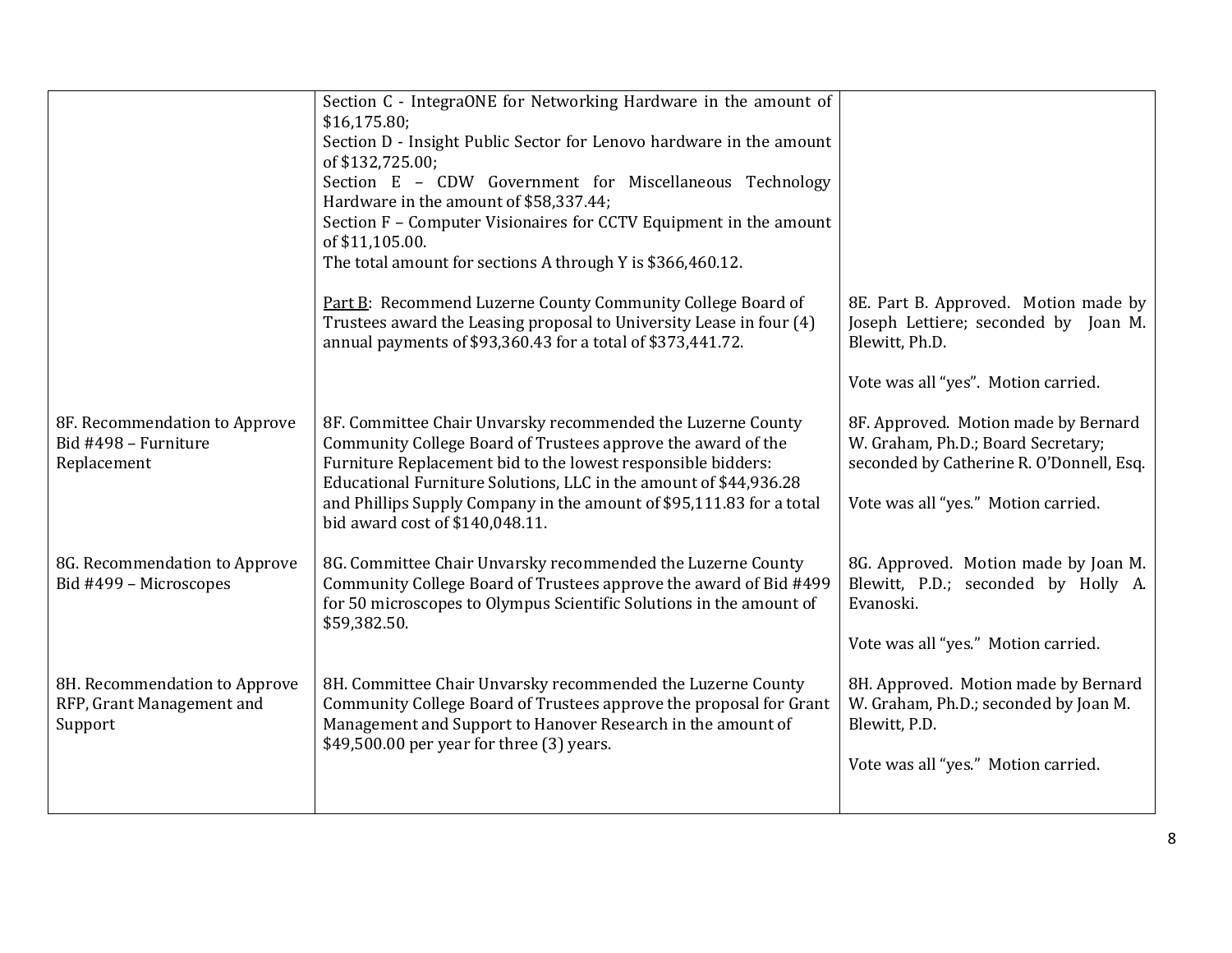| | | |
|---|---|---|
| | Section C - IntegraONE for Networking Hardware in the amount of $16,175.80;<br>Section D - Insight Public Sector for Lenovo hardware in the amount of $132,725.00;<br>Section E – CDW Government for Miscellaneous Technology Hardware in the amount of $58,337.44;<br>Section F – Computer Visionaires for CCTV Equipment in the amount of $11,105.00.<br>The total amount for sections A through Y is $366,460.12. | |
| | <u>Part B</u>: Recommend Luzerne County Community College Board of Trustees award the Leasing proposal to University Lease in four (4) annual payments of $93,360.43 for a total of $373,441.72. | 8E. Part B. Approved. Motion made by Joseph Lettiere; seconded by Joan M. Blewitt, Ph.D.<br><br>Vote was all "yes". Motion carried. |
| 8F. Recommendation to Approve Bid #498 – Furniture Replacement | 8F. Committee Chair Unvarsky recommended the Luzerne County Community College Board of Trustees approve the award of the Furniture Replacement bid to the lowest responsible bidders: Educational Furniture Solutions, LLC in the amount of $44,936.28 and Phillips Supply Company in the amount of $95,111.83 for a total bid award cost of $140,048.11. | 8F. Approved. Motion made by Bernard W. Graham, Ph.D.; Board Secretary; seconded by Catherine R. O'Donnell, Esq.<br><br>Vote was all "yes." Motion carried. |
| 8G. Recommendation to Approve Bid #499 – Microscopes | 8G. Committee Chair Unvarsky recommended the Luzerne County Community College Board of Trustees approve the award of Bid #499 for 50 microscopes to Olympus Scientific Solutions in the amount of $59,382.50. | 8G. Approved. Motion made by Joan M. Blewitt, P.D.; seconded by Holly A. Evanoski.<br><br>Vote was all "yes." Motion carried. |
| 8H. Recommendation to Approve RFP, Grant Management and Support | 8H. Committee Chair Unvarsky recommended the Luzerne County Community College Board of Trustees approve the proposal for Grant Management and Support to Hanover Research in the amount of $49,500.00 per year for three (3) years. | 8H. Approved. Motion made by Bernard W. Graham, Ph.D.; seconded by Joan M. Blewitt, P.D.<br><br>Vote was all "yes." Motion carried. |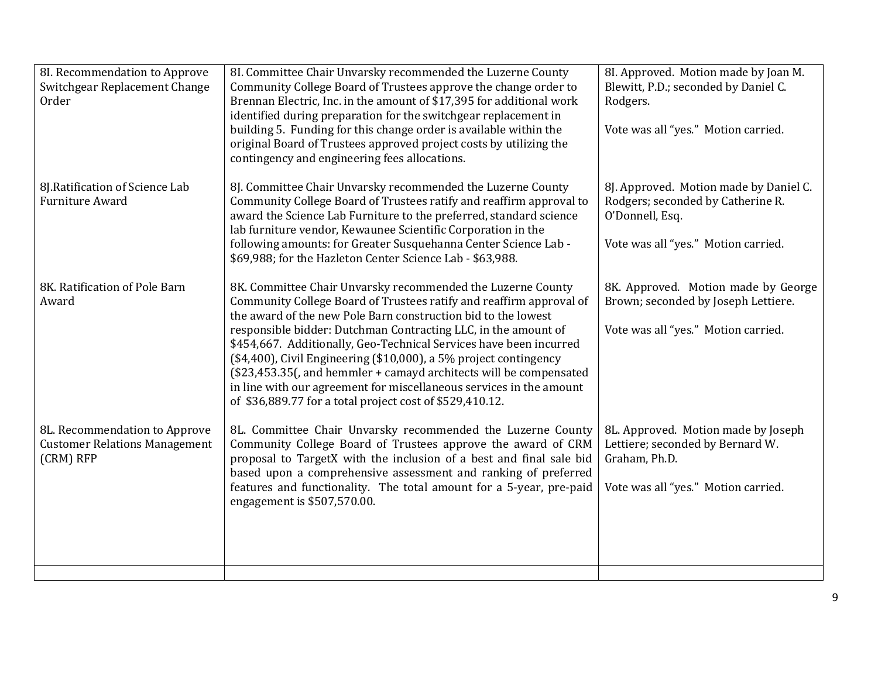| | | |
|---|---|---|
| 8I. Recommendation to Approve Switchgear Replacement Change Order | 8I. Committee Chair Unvarsky recommended the Luzerne County Community College Board of Trustees approve the change order to Brennan Electric, Inc. in the amount of $17,395 for additional work identified during preparation for the switchgear replacement in building 5. Funding for this change order is available within the original Board of Trustees approved project costs by utilizing the contingency and engineering fees allocations. | 8I. Approved. Motion made by Joan M. Blewitt, P.D.; seconded by Daniel C. Rodgers.<br><br>Vote was all "yes." Motion carried. |
| 8J.Ratification of Science Lab Furniture Award | 8J. Committee Chair Unvarsky recommended the Luzerne County Community College Board of Trustees ratify and reaffirm approval to award the Science Lab Furniture to the preferred, standard science lab furniture vendor, Kewaunee Scientific Corporation in the following amounts: for Greater Susquehanna Center Science Lab - $69,988; for the Hazleton Center Science Lab - $63,988. | 8J. Approved. Motion made by Daniel C. Rodgers; seconded by Catherine R. O'Donnell, Esq.<br><br>Vote was all "yes." Motion carried. |
| 8K. Ratification of Pole Barn Award | 8K. Committee Chair Unvarsky recommended the Luzerne County Community College Board of Trustees ratify and reaffirm approval of the award of the new Pole Barn construction bid to the lowest responsible bidder: Dutchman Contracting LLC, in the amount of $454,667. Additionally, Geo-Technical Services have been incurred ($4,400), Civil Engineering ($10,000), a 5% project contingency ($23,453.35(, and hemmler + camayd architects will be compensated in line with our agreement for miscellaneous services in the amount of $36,889.77 for a total project cost of $529,410.12. | 8K. Approved. Motion made by George Brown; seconded by Joseph Lettiere.<br><br>Vote was all "yes." Motion carried. |
| 8L. Recommendation to Approve Customer Relations Management (CRM) RFP | 8L. Committee Chair Unvarsky recommended the Luzerne County Community College Board of Trustees approve the award of CRM proposal to TargetX with the inclusion of a best and final sale bid based upon a comprehensive assessment and ranking of preferred features and functionality. The total amount for a 5-year, pre-paid engagement is $507,570.00. | 8L. Approved. Motion made by Joseph Lettiere; seconded by Bernard W. Graham, Ph.D.<br><br>Vote was all "yes." Motion carried. |
| | | |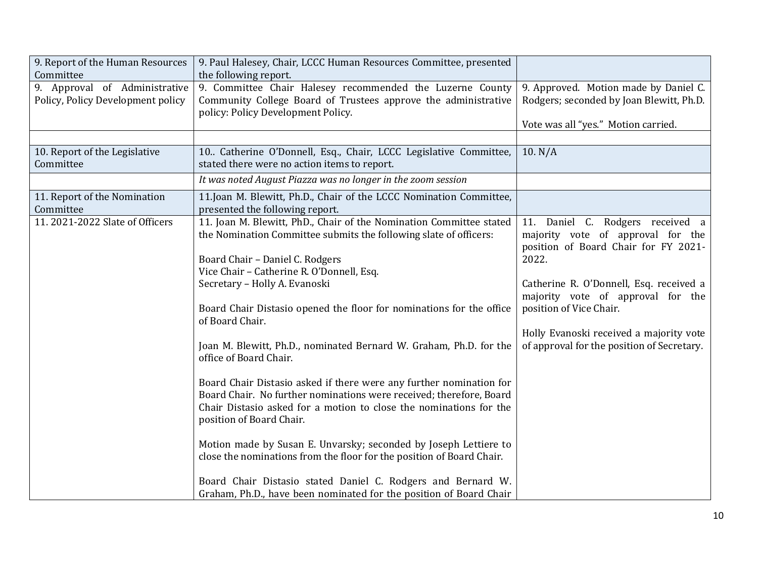| 9. Report of the Human Resources Committee | 9. Paul Halesey, Chair, LCCC Human Resources Committee, presented the following report. | |
|---|---|---|
| 9. Approval of Administrative Policy, Policy Development policy | 9. Committee Chair Halesey recommended the Luzerne County Community College Board of Trustees approve the administrative policy: Policy Development Policy. | 9. Approved. Motion made by Daniel C. Rodgers; seconded by Joan Blewitt, Ph.D.<br><br>Vote was all "yes." Motion carried. |
| | | |
| 10. Report of the Legislative Committee | 10.. Catherine O'Donnell, Esq., Chair, LCCC Legislative Committee, stated there were no action items to report. | 10. N/A |
| | *It was noted August Piazza was no longer in the zoom session* | |
| 11. Report of the Nomination Committee | 11.Joan M. Blewitt, Ph.D., Chair of the LCCC Nomination Committee, presented the following report. | |
| 11. 2021-2022 Slate of Officers | 11. Joan M. Blewitt, PhD., Chair of the Nomination Committee stated the Nomination Committee submits the following slate of officers:<br><br>Board Chair – Daniel C. Rodgers<br>Vice Chair – Catherine R. O'Donnell, Esq.<br>Secretary – Holly A. Evanoski<br><br>Board Chair Distasio opened the floor for nominations for the office of Board Chair.<br><br>Joan M. Blewitt, Ph.D., nominated Bernard W. Graham, Ph.D. for the office of Board Chair.<br><br>Board Chair Distasio asked if there were any further nomination for Board Chair. No further nominations were received; therefore, Board Chair Distasio asked for a motion to close the nominations for the position of Board Chair.<br><br>Motion made by Susan E. Unvarsky; seconded by Joseph Lettiere to close the nominations from the floor for the position of Board Chair.<br><br>Board Chair Distasio stated Daniel C. Rodgers and Bernard W. Graham, Ph.D., have been nominated for the position of Board Chair | 11. Daniel C. Rodgers received a majority vote of approval for the position of Board Chair for FY 2021-2022.<br><br>Catherine R. O'Donnell, Esq. received a majority vote of approval for the position of Vice Chair.<br><br>Holly Evanoski received a majority vote of approval for the position of Secretary. |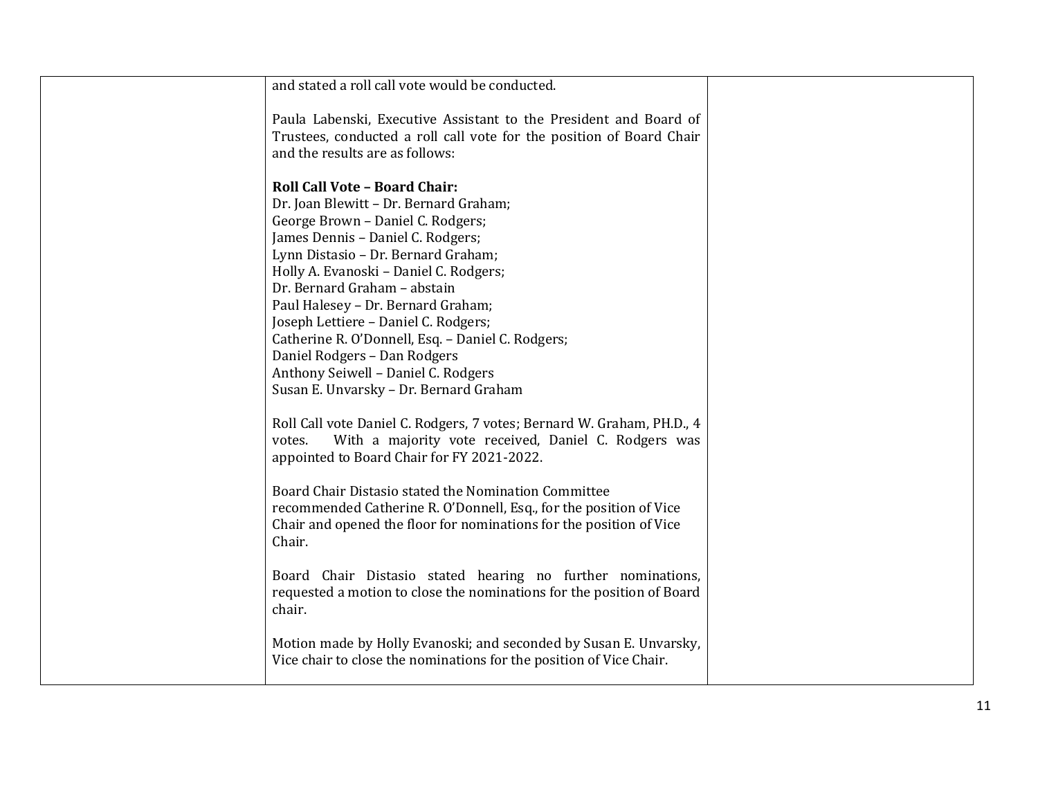| | | |
|---|---|---|
| | and stated a roll call vote would be conducted.<br><br>Paula Labenski, Executive Assistant to the President and Board of Trustees, conducted a roll call vote for the position of Board Chair and the results are as follows:<br><br>**Roll Call Vote – Board Chair:**<br>Dr. Joan Blewitt – Dr. Bernard Graham;<br>George Brown – Daniel C. Rodgers;<br>James Dennis – Daniel C. Rodgers;<br>Lynn Distasio – Dr. Bernard Graham;<br>Holly A. Evanoski – Daniel C. Rodgers;<br>Dr. Bernard Graham – abstain<br>Paul Halesey – Dr. Bernard Graham;<br>Joseph Lettiere – Daniel C. Rodgers;<br>Catherine R. O'Donnell, Esq. – Daniel C. Rodgers;<br>Daniel Rodgers – Dan Rodgers<br>Anthony Seiwell – Daniel C. Rodgers<br>Susan E. Unvarsky – Dr. Bernard Graham<br><br>Roll Call vote Daniel C. Rodgers, 7 votes; Bernard W. Graham, PH.D., 4 votes. With a majority vote received, Daniel C. Rodgers was appointed to Board Chair for FY 2021-2022.<br><br>Board Chair Distasio stated the Nomination Committee recommended Catherine R. O'Donnell, Esq., for the position of Vice Chair and opened the floor for nominations for the position of Vice Chair.<br><br>Board Chair Distasio stated hearing no further nominations, requested a motion to close the nominations for the position of Board chair.<br><br>Motion made by Holly Evanoski; and seconded by Susan E. Unvarsky, Vice chair to close the nominations for the position of Vice Chair. | |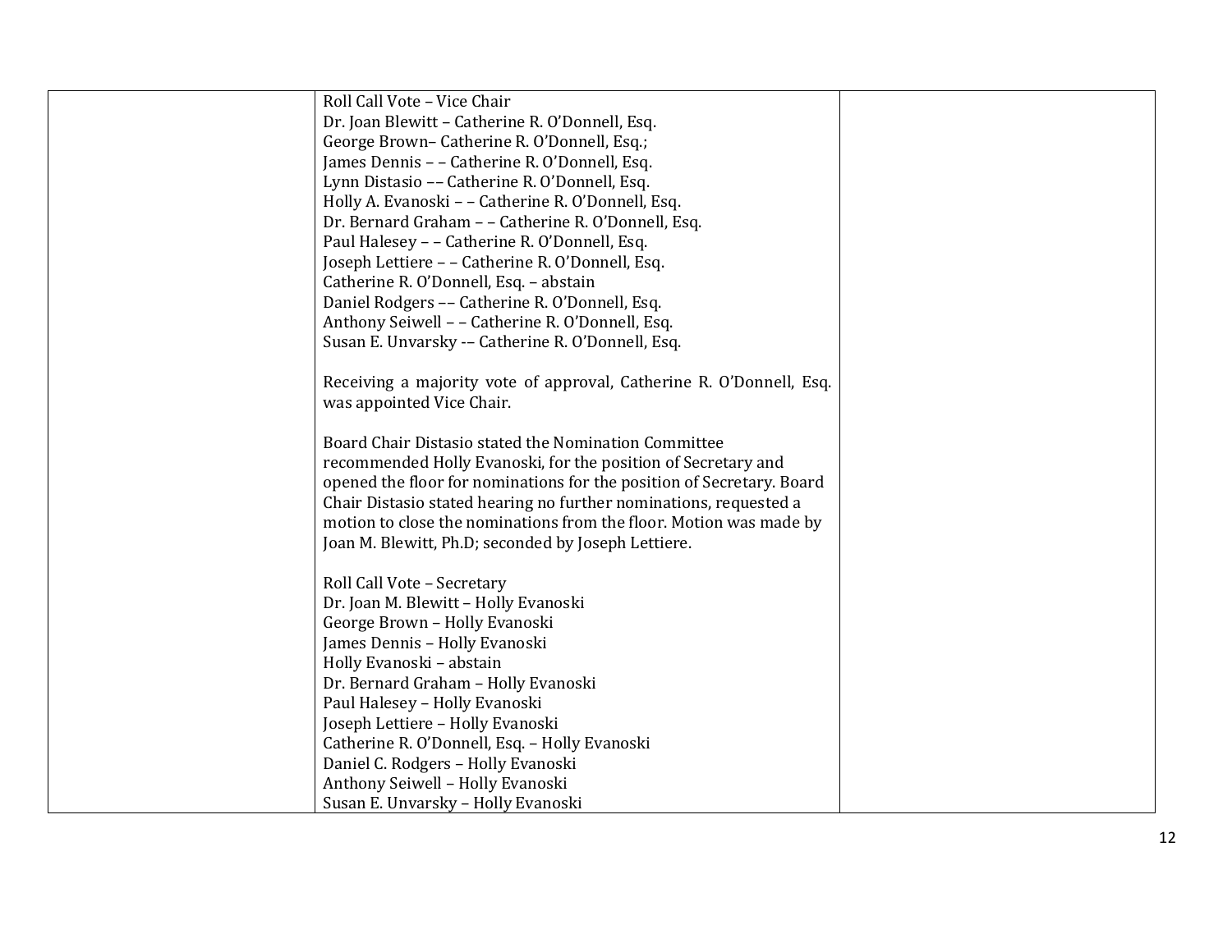| | Roll Call Vote – Vice Chair<br>Dr. Joan Blewitt – Catherine R. O'Donnell, Esq.<br>George Brown– Catherine R. O'Donnell, Esq.;<br>James Dennis – – Catherine R. O'Donnell, Esq.<br>Lynn Distasio –– Catherine R. O'Donnell, Esq.<br>Holly A. Evanoski – – Catherine R. O'Donnell, Esq.<br>Dr. Bernard Graham – – Catherine R. O'Donnell, Esq.<br>Paul Halesey – – Catherine R. O'Donnell, Esq.<br>Joseph Lettiere – – Catherine R. O'Donnell, Esq.<br>Catherine R. O'Donnell, Esq. – abstain<br>Daniel Rodgers –– Catherine R. O'Donnell, Esq.<br>Anthony Seiwell – – Catherine R. O'Donnell, Esq.<br>Susan E. Unvarsky -– Catherine R. O'Donnell, Esq.<br><br>Receiving a majority vote of approval, Catherine R. O'Donnell, Esq. was appointed Vice Chair.<br><br>Board Chair Distasio stated the Nomination Committee recommended Holly Evanoski, for the position of Secretary and opened the floor for nominations for the position of Secretary. Board Chair Distasio stated hearing no further nominations, requested a motion to close the nominations from the floor. Motion was made by Joan M. Blewitt, Ph.D; seconded by Joseph Lettiere.<br><br>Roll Call Vote – Secretary<br>Dr. Joan M. Blewitt – Holly Evanoski<br>George Brown – Holly Evanoski<br>James Dennis – Holly Evanoski<br>Holly Evanoski – abstain<br>Dr. Bernard Graham – Holly Evanoski<br>Paul Halesey – Holly Evanoski<br>Joseph Lettiere – Holly Evanoski<br>Catherine R. O'Donnell, Esq. – Holly Evanoski<br>Daniel C. Rodgers – Holly Evanoski<br>Anthony Seiwell – Holly Evanoski<br>Susan E. Unvarsky – Holly Evanoski | |
|---|---|---|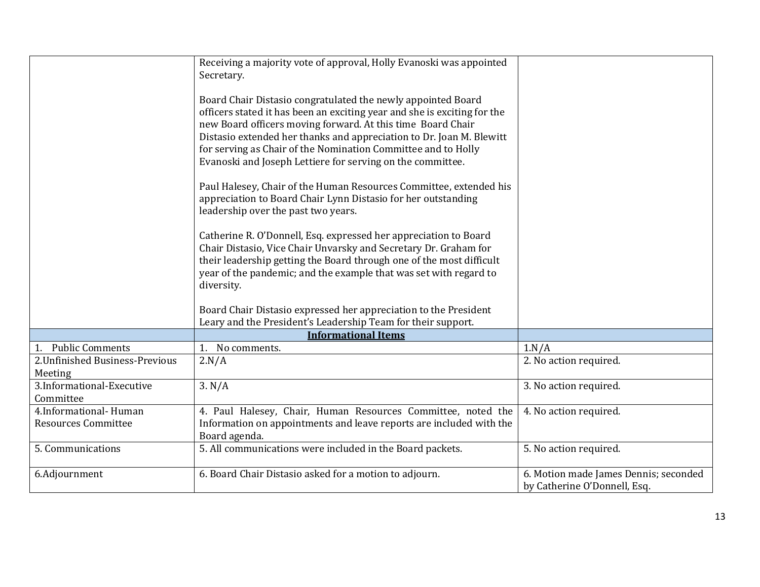| | | |
|---|---|---|
| | Receiving a majority vote of approval, Holly Evanoski was appointed Secretary.<br><br>Board Chair Distasio congratulated the newly appointed Board officers stated it has been an exciting year and she is exciting for the new Board officers moving forward. At this time Board Chair Distasio extended her thanks and appreciation to Dr. Joan M. Blewitt for serving as Chair of the Nomination Committee and to Holly Evanoski and Joseph Lettiere for serving on the committee.<br><br>Paul Halesey, Chair of the Human Resources Committee, extended his appreciation to Board Chair Lynn Distasio for her outstanding leadership over the past two years.<br><br>Catherine R. O'Donnell, Esq. expressed her appreciation to Board Chair Distasio, Vice Chair Unvarsky and Secretary Dr. Graham for their leadership getting the Board through one of the most difficult year of the pandemic; and the example that was set with regard to diversity.<br><br>Board Chair Distasio expressed her appreciation to the President Leary and the President's Leadership Team for their support. | |
| | **Informational Items** | |
| 1. Public Comments | 1. No comments. | 1.N/A |
| 2.Unfinished Business-Previous Meeting | 2.N/A | 2. No action required. |
| 3.Informational-Executive Committee | 3. N/A | 3. No action required. |
| 4.Informational- Human Resources Committee | 4. Paul Halesey, Chair, Human Resources Committee, noted the Information on appointments and leave reports are included with the Board agenda. | 4. No action required. |
| 5. Communications | 5. All communications were included in the Board packets. | 5. No action required. |
| 6.Adjournment | 6. Board Chair Distasio asked for a motion to adjourn. | 6. Motion made James Dennis; seconded by Catherine O'Donnell, Esq. |